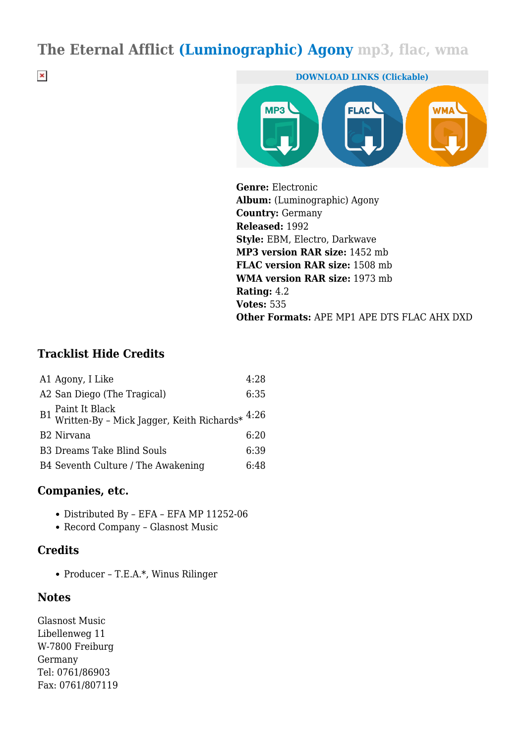# The Eternal Afflict (Luminographic) Agony mp3, flac, wma

**DOWNLOAD LINKS (Clickable)**

MP3 FLAC WMA

**Genre:** Electronic
**Album:** (Luminographic) Agony
**Country:** Germany
**Released:** 1992
**Style:** EBM, Electro, Darkwave
**MP3 version RAR size:** 1452 mb
**FLAC version RAR size:** 1508 mb
**WMA version RAR size:** 1973 mb
**Rating:** 4.2
**Votes:** 535
**Other Formats:** APE MP1 APE DTS FLAC AHX DXD

## Tracklist Hide Credits

| | | |
|---|---|---|
| A1 | Agony, I Like | 4:28 |
| A2 | San Diego (The Tragical) | 6:35 |
| B1 | Paint It Black<br>Written-By – Mick Jagger, Keith Richards* | 4:26 |
| B2 | Nirvana | 6:20 |
| B3 | Dreams Take Blind Souls | 6:39 |
| B4 | Seventh Culture / The Awakening | 6:48 |

## Companies, etc.

- Distributed By – EFA – EFA MP 11252-06
- Record Company – Glasnost Music

## Credits

- Producer – T.E.A.*, Winus Rilinger

## Notes

Glasnost Music
Libellenweg 11
W-7800 Freiburg
Germany
Tel: 0761/86903
Fax: 0761/807119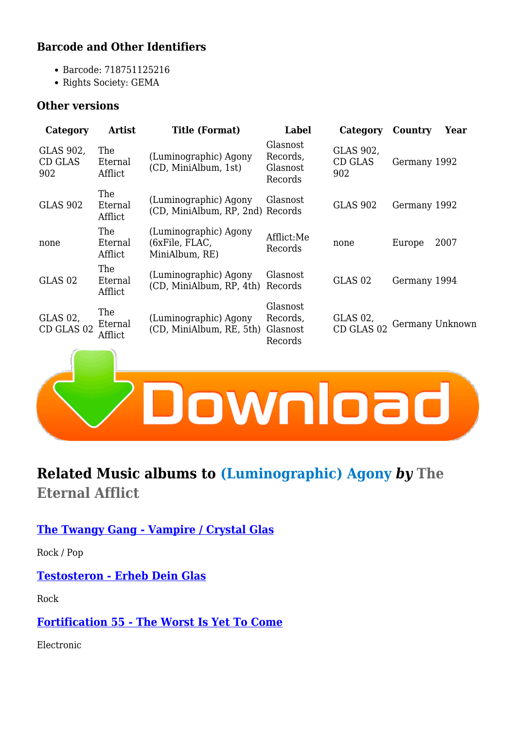### Barcode and Other Identifiers

- Barcode: 718751125216
- Rights Society: GEMA

### Other versions

| Category | Artist | Title (Format) | Label | Category | Country | Year |
|---|---|---|---|---|---|---|
| GLAS 902, CD GLAS 902 | The Eternal Afflict | (Luminographic) Agony (CD, MiniAlbum, 1st) | Glasnost Records, Glasnost Records | GLAS 902, CD GLAS 902 | Germany | 1992 |
| GLAS 902 | The Eternal Afflict | (Luminographic) Agony (CD, MiniAlbum, RP, 2nd) | Glasnost Records | GLAS 902 | Germany | 1992 |
| none | The Eternal Afflict | (Luminographic) Agony (6xFile, FLAC, MiniAlbum, RE) | Afflict:Me Records | none | Europe | 2007 |
| GLAS 02 | The Eternal Afflict | (Luminographic) Agony (CD, MiniAlbum, RP, 4th) | Glasnost Records | GLAS 02 | Germany | 1994 |
| GLAS 02, CD GLAS 02 | The Eternal Afflict | (Luminographic) Agony (CD, MiniAlbum, RE, 5th) | Glasnost Records, Glasnost Records | GLAS 02, CD GLAS 02 | Germany | Unknown |

## Related Music albums to (Luminographic) Agony *by* The Eternal Afflict

### The Twangy Gang - Vampire / Crystal Glas

Rock / Pop

### Testosteron - Erheb Dein Glas

Rock

### Fortification 55 - The Worst Is Yet To Come

Electronic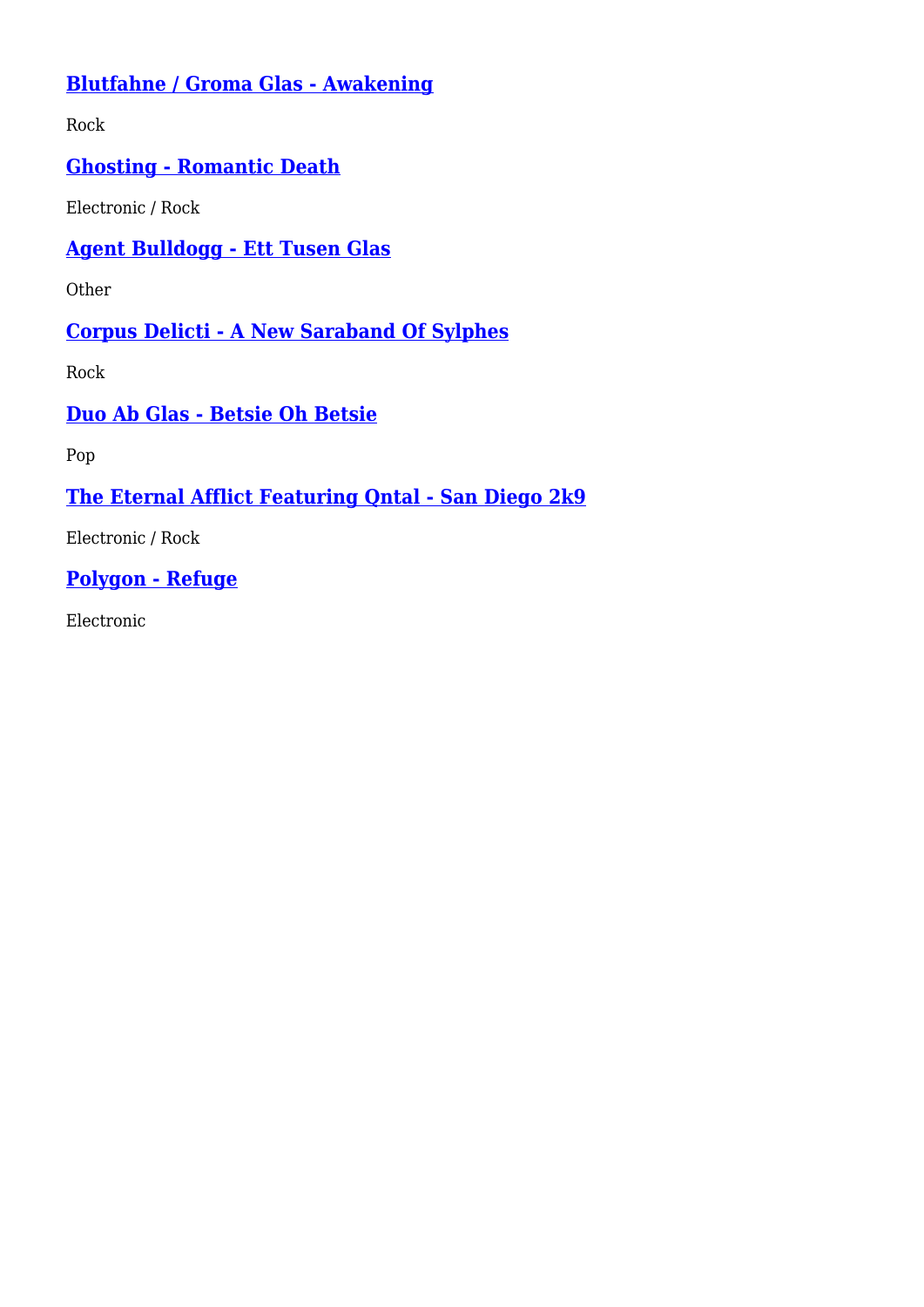### [Blutfahne / Groma Glas - Awakening]()

Rock

### [Ghosting - Romantic Death]()

Electronic / Rock

### [Agent Bulldogg - Ett Tusen Glas]()

Other

### [Corpus Delicti - A New Saraband Of Sylphes]()

Rock

### [Duo Ab Glas - Betsie Oh Betsie]()

Pop

### [The Eternal Afflict Featuring Qntal - San Diego 2k9]()

Electronic / Rock

### [Polygon - Refuge]()

Electronic